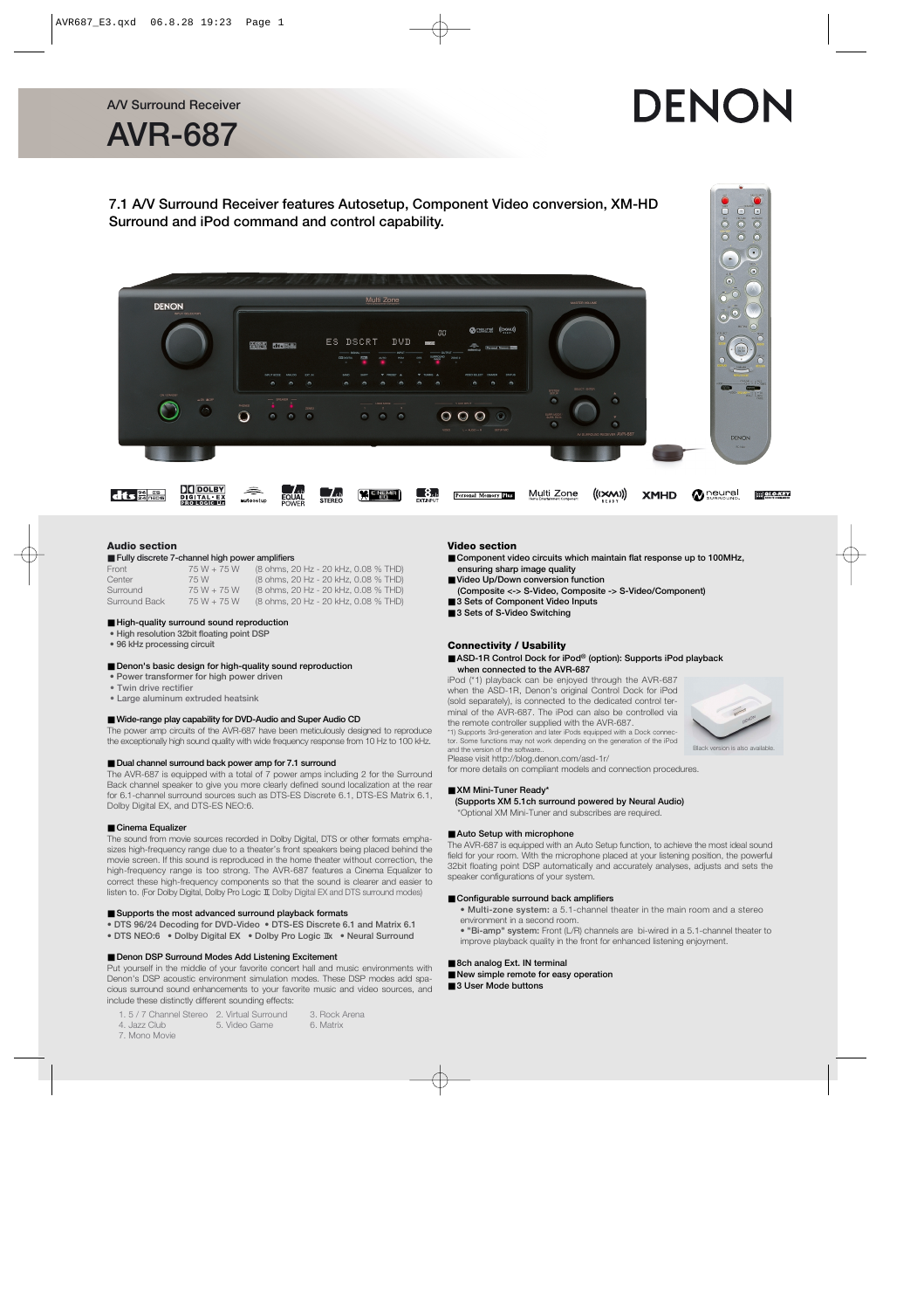A/V Surround Receiver

# AVR-687

DENON

## 7.1 A/V Surround Receiver features Autosetup, Component Video conversion, XM-HD Surround and iPod command and control capability.

## Audio section

■ **Fully discrete 7-channel high power amplifiers**

| | | |
|---|---|---|
| Front | 75 W + 75 W | (8 ohms, 20 Hz - 20 kHz, 0.08 % THD) |
| Center | 75 W | (8 ohms, 20 Hz - 20 kHz, 0.08 % THD) |
| Surround | 75 W + 75 W | (8 ohms, 20 Hz - 20 kHz, 0.08 % THD) |
| Surround Back | 75 W + 75 W | (8 ohms, 20 Hz - 20 kHz, 0.08 % THD) |

■ **High-quality surround sound reproduction**

- High resolution 32bit floating point DSP
- 96 kHz processing circuit

■ **Denon's basic design for high-quality sound reproduction**

- Power transformer for high power driven
- Twin drive rectifier
- Large aluminum extruded heatsink

■ **Wide-range play capability for DVD-Audio and Super Audio CD**

The power amp circuits of the AVR-687 have been meticulously designed to reproduce the exceptionally high sound quality with wide frequency response from 10 Hz to 100 kHz.

■ **Dual channel surround back power amp for 7.1 surround**

The AVR-687 is equipped with a total of 7 power amps including 2 for the Surround Back channel speaker to give you more clearly defined sound localization at the rear for 6.1-channel surround sources such as DTS-ES Discrete 6.1, DTS-ES Matrix 6.1, Dolby Digital EX, and DTS-ES NEO:6.

■ **Cinema Equalizer**

The sound from movie sources recorded in Dolby Digital, DTS or other formats emphasizes high-frequency range due to a theater's front speakers being placed behind the movie screen. If this sound is reproduced in the home theater without correction, the high-frequency range is too strong. The AVR-687 features a Cinema Equalizer to correct these high-frequency components so that the sound is clearer and easier to listen to. (For Dolby Digital, Dolby Pro Logic II Dolby Digital EX and DTS surround modes)

■ **Supports the most advanced surround playback formats**

- DTS 96/24 Decoding for DVD-Video • DTS-ES Discrete 6.1 and Matrix 6.1
- DTS NEO:6 • Dolby Digital EX • Dolby Pro Logic IIx • Neural Surround

■ **Denon DSP Surround Modes Add Listening Excitement**

Put yourself in the middle of your favorite concert hall and music environments with Denon's DSP acoustic environment simulation modes. These DSP modes add spacious surround sound enhancements to your favorite music and video sources, and include these distinctly different sounding effects:

1. 5 / 7 Channel Stereo
2. Virtual Surround
3. Rock Arena
4. Jazz Club
5. Video Game
6. Matrix
7. Mono Movie

## Video section

■ **Component video circuits which maintain flat response up to 100MHz, ensuring sharp image quality**

■ **Video Up/Down conversion function (Composite <-> S-Video, Composite -> S-Video/Component)**

■ **3 Sets of Component Video Inputs**

■ **3 Sets of S-Video Switching**

## Connectivity / Usability

■ **ASD-1R Control Dock for iPod® (option): Supports iPod playback when connected to the AVR-687**

iPod (*1) playback can be enjoyed through the AVR-687 when the ASD-1R, Denon's original Control Dock for iPod (sold separately), is connected to the dedicated control terminal of the AVR-687. The iPod can also be controlled via the remote controller supplied with the AVR-687.

*1) Supports 3rd-generation and later iPods equipped with a Dock connector. Some functions may not work depending on the generation of the iPod and the version of the software..

Please visit http://blog.denon.com/asd-1r/ for more details on compliant models and connection procedures.

Black version is also available.

■ **XM Mini-Tuner Ready***
**(Supports XM 5.1ch surround powered by Neural Audio)**
*Optional XM Mini-Tuner and subscribes are required.

■ **Auto Setup with microphone**

The AVR-687 is equipped with an Auto Setup function, to achieve the most ideal sound field for your room. With the microphone placed at your listening position, the powerful 32bit floating point DSP automatically and accurately analyses, adjusts and sets the speaker configurations of your system.

■ **Configurable surround back amplifiers**

- **Multi-zone system:** a 5.1-channel theater in the main room and a stereo environment in a second room.
- **"Bi-amp" system:** Front (L/R) channels are bi-wired in a 5.1-channel theater to improve playback quality in the front for enhanced listening enjoyment.

■ **8ch analog Ext. IN terminal**

■ **New simple remote for easy operation**

■ **3 User Mode buttons**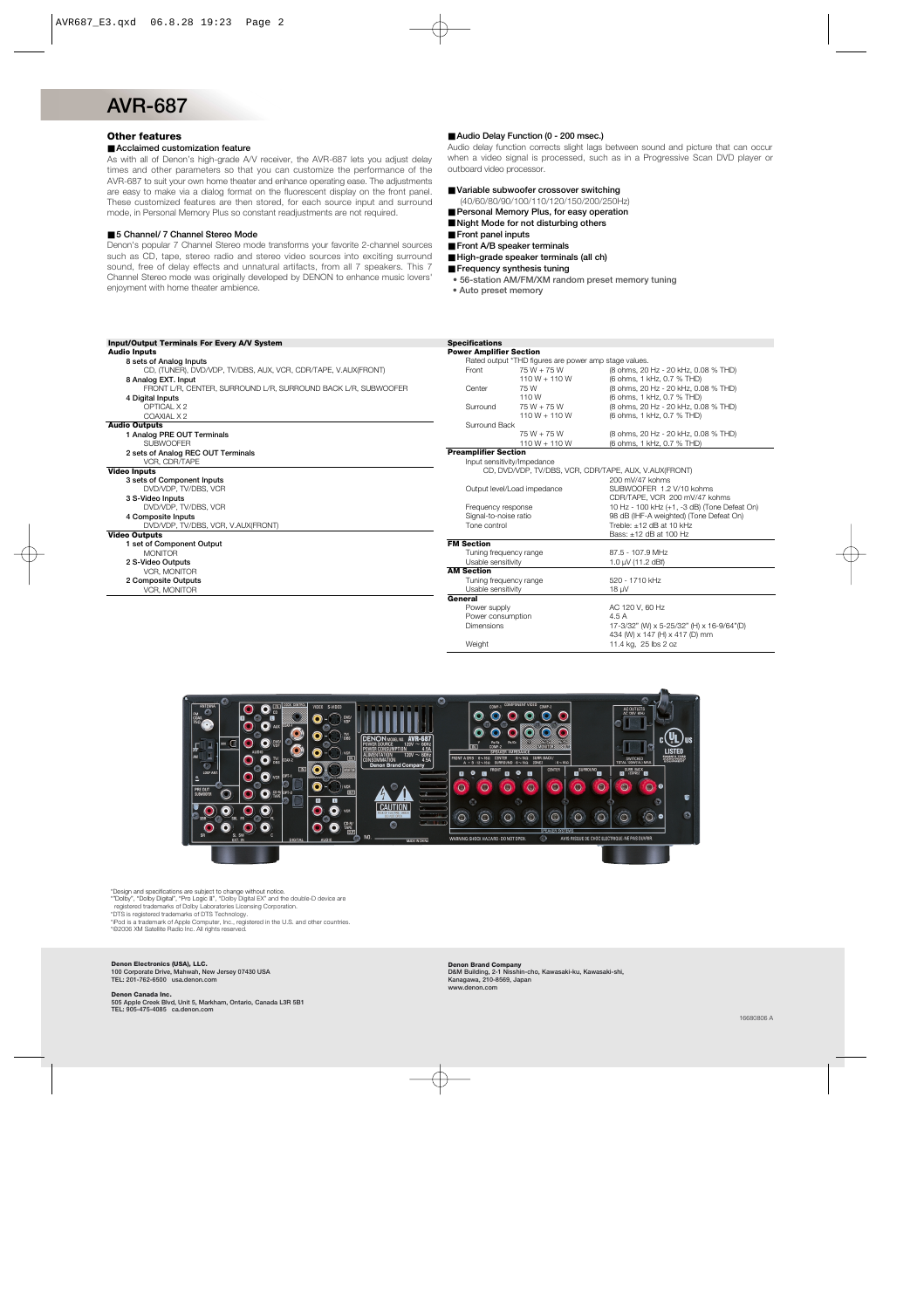# AVR-687

## Other features

### ■ Acclaimed customization feature

As with all of Denon's high-grade A/V receiver, the AVR-687 lets you adjust delay times and other parameters so that you can customize the performance of the AVR-687 to suit your own home theater and enhance operating ease. The adjustments are easy to make via a dialog format on the fluorescent display on the front panel. These customized features are then stored, for each source input and surround mode, in Personal Memory Plus so constant readjustments are not required.

### ■ 5 Channel/ 7 Channel Stereo Mode

Denon's popular 7 Channel Stereo mode transforms your favorite 2-channel sources such as CD, tape, stereo radio and stereo video sources into exciting surround sound, free of delay effects and unnatural artifacts, from all 7 speakers. This 7 Channel Stereo mode was originally developed by DENON to enhance music lovers' enjoyment with home theater ambience.

### ■ Audio Delay Function (0 - 200 msec.)

Audio delay function corrects slight lags between sound and picture that can occur when a video signal is processed, such as in a Progressive Scan DVD player or outboard video processor.

- ■ **Variable subwoofer crossover switching** (40/60/80/90/100/110/120/150/200/250Hz)
- ■ **Personal Memory Plus, for easy operation**
- ■ **Night Mode for not disturbing others**
- ■ **Front panel inputs**
- ■ **Front A/B speaker terminals**
- ■ **High-grade speaker terminals (all ch)**
- ■ **Frequency synthesis tuning**
  - **56-station AM/FM/XM random preset memory tuning**
  - **Auto preset memory**

## Input/Output Terminals For Every A/V System

**Audio Inputs**

- 8 sets of Analog Inputs
  - CD, (TUNER), DVD/VDP, TV/DBS, AUX, VCR, CDR/TAPE, V.AUX(FRONT)
- 8 Analog EXT. Input
  - FRONT L/R, CENTER, SURROUND L/R, SURROUND BACK L/R, SUBWOOFER
- 4 Digital Inputs
  - OPTICAL X 2
  - COAXIAL X 2

**Audio Outputs**

- 1 Analog PRE OUT Terminals
  - SUBWOOFER
- 2 sets of Analog REC OUT Terminals
  - VCR, CDR/TAPE

**Video Inputs**

- 3 sets of Component Inputs
  - DVD/VDP, TV/DBS, VCR
- 3 S-Video Inputs
  - DVD/VDP, TV/DBS, VCR
- 4 Composite Inputs
  - DVD/VDP, TV/DBS, VCR, V.AUX(FRONT)

**Video Outputs**

- 1 set of Component Output
  - MONITOR
- 2 S-Video Outputs
  - VCR, MONITOR
- 2 Composite Outputs
  - VCR, MONITOR

## Specifications

**Power Amplifier Section**

Rated output *THD figures are power amp stage values.

| | | |
|---|---|---|
| Front | 75 W + 75 W | (8 ohms, 20 Hz - 20 kHz, 0.08 % THD) |
| | 110 W + 110 W | (6 ohms, 1 kHz, 0.7 % THD) |
| Center | 75 W | (8 ohms, 20 Hz - 20 kHz, 0.08 % THD) |
| | 110 W | (6 ohms, 1 kHz, 0.7 % THD) |
| Surround | 75 W + 75 W | (8 ohms, 20 Hz - 20 kHz, 0.08 % THD) |
| | 110 W + 110 W | (6 ohms, 1 kHz, 0.7 % THD) |
| Surround Back | 75 W + 75 W | (8 ohms, 20 Hz - 20 kHz, 0.08 % THD) |
| | 110 W + 110 W | (6 ohms, 1 kHz, 0.7 % THD) |

**Preamplifier Section**

| | |
|---|---|
| Input sensitivity/Impedance CD, DVD/VDP, TV/DBS, VCR, CDR/TAPE, AUX, V.AUX(FRONT) | 200 mV/47 kohms |
| Output level/Load impedance | SUBWOOFER 1.2 V/10 kohms<br>CDR/TAPE, VCR 200 mV/47 kohms |
| Frequency response | 10 Hz - 100 kHz (+1, -3 dB) (Tone Defeat On) |
| Signal-to-noise ratio | 98 dB (IHF-A weighted) (Tone Defeat On) |
| Tone control | Treble: ±12 dB at 10 kHz<br>Bass: ±12 dB at 100 Hz |

**FM Section**

| | |
|---|---|
| Tuning frequency range | 87.5 - 107.9 MHz |
| Usable sensitivity | 1.0 µV (11.2 dBf) |

**AM Section**

| | |
|---|---|
| Tuning frequency range | 520 - 1710 kHz |
| Usable sensitivity | 18 µV |

**General**

| | |
|---|---|
| Power supply | AC 120 V, 60 Hz |
| Power consumption | 4.5 A |
| Dimensions | 17-3/32" (W) x 5-25/32" (H) x 16-9/64"(D)<br>434 (W) x 147 (H) x 417 (D) mm |
| Weight | 11.4 kg, 25 lbs 2 oz |

*Design and specifications are subject to change without notice.
*"Dolby", "Dolby Digital", "Pro Logic II", "Dolby Digital EX" and the double-D device are registered trademarks of Dolby Laboratories Licensing Corporation.
*DTS is registered trademarks of DTS Technology.
*iPod is a trademark of Apple Computer, Inc., registered in the U.S. and other countries.
*©2006 XM Satellite Radio Inc. All rights reserved.

**Denon Electronics (USA), LLC.**
100 Corporate Drive, Mahwah, New Jersey 07430 USA
TEL: 201-762-6500 usa.denon.com

**Denon Canada Inc.**
505 Apple Creek Blvd, Unit 5, Markham, Ontario, Canada L3R 5B1
TEL: 905-475-4085 ca.denon.com

**Denon Brand Company**
D&M Building, 2-1 Nisshin-cho, Kawasaki-ku, Kawasaki-shi, Kanagawa, 210-8569, Japan
www.denon.com

16680806 A